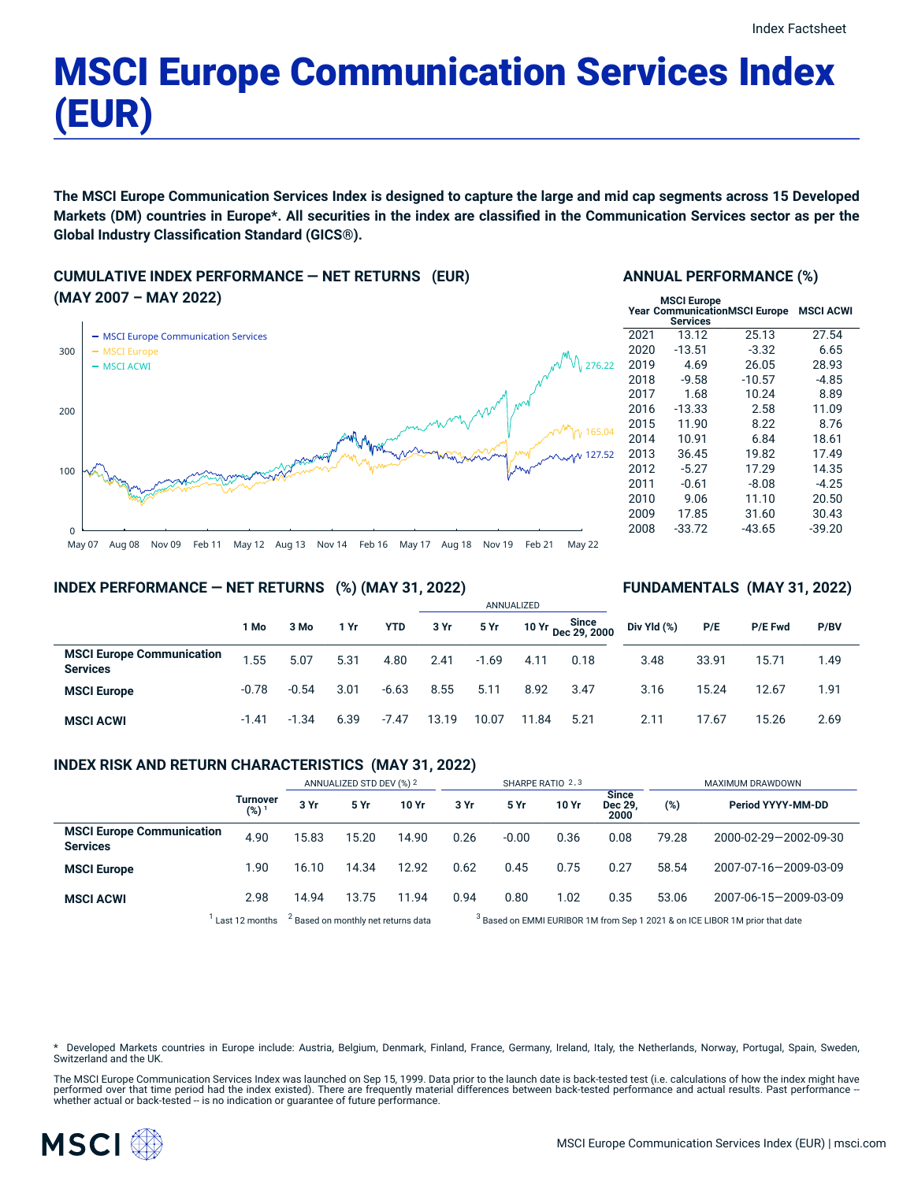Index Factsheet

# MSCI Europe Communication Services Index (EUR)

**The MSCI Europe Communication Services Index is designed to capture the large and mid cap segments across 15 Developed Markets (DM) countries in Europe*. All securities in the index are classified in the Communication Services sector as per the Global Industry Classification Standard (GICS®).**

## CUMULATIVE INDEX PERFORMANCE — NET RETURNS (EUR) (MAY 2007 – MAY 2022)

- MSCI Europe Communication Services: 127.52
- MSCI Europe: 165.04
- MSCI ACWI: 276.22

## ANNUAL PERFORMANCE (%)

| Year | MSCI Europe Communication Services | MSCI Europe | MSCI ACWI |
|---|---|---|---|
| 2021 | 13.12 | 25.13 | 27.54 |
| 2020 | -13.51 | -3.32 | 6.65 |
| 2019 | 4.69 | 26.05 | 28.93 |
| 2018 | -9.58 | -10.57 | -4.85 |
| 2017 | 1.68 | 10.24 | 8.89 |
| 2016 | -13.33 | 2.58 | 11.09 |
| 2015 | 11.90 | 8.22 | 8.76 |
| 2014 | 10.91 | 6.84 | 18.61 |
| 2013 | 36.45 | 19.82 | 17.49 |
| 2012 | -5.27 | 17.29 | 14.35 |
| 2011 | -0.61 | -8.08 | -4.25 |
| 2010 | 9.06 | 11.10 | 20.50 |
| 2009 | 17.85 | 31.60 | 30.43 |
| 2008 | -33.72 | -43.65 | -39.20 |

## INDEX PERFORMANCE — NET RETURNS (%) (MAY 31, 2022)

| | | | | | ANNUALIZED | | | |
|---|---|---|---|---|---|---|---|---|
| | 1 Mo | 3 Mo | 1 Yr | YTD | 3 Yr | 5 Yr | 10 Yr | Since Dec 29, 2000 |
| **MSCI Europe Communication Services** | 1.55 | 5.07 | 5.31 | 4.80 | 2.41 | -1.69 | 4.11 | 0.18 |
| **MSCI Europe** | -0.78 | -0.54 | 3.01 | -6.63 | 8.55 | 5.11 | 8.92 | 3.47 |
| **MSCI ACWI** | -1.41 | -1.34 | 6.39 | -7.47 | 13.19 | 10.07 | 11.84 | 5.21 |

## FUNDAMENTALS (MAY 31, 2022)

| | Div Yld (%) | P/E | P/E Fwd | P/BV |
|---|---|---|---|---|
| **MSCI Europe Communication Services** | 3.48 | 33.91 | 15.71 | 1.49 |
| **MSCI Europe** | 3.16 | 15.24 | 12.67 | 1.91 |
| **MSCI ACWI** | 2.11 | 17.67 | 15.26 | 2.69 |

## INDEX RISK AND RETURN CHARACTERISTICS (MAY 31, 2022)

| | | ANNUALIZED STD DEV (%) [2] | | | SHARPE RATIO [2,3] | | | | MAXIMUM DRAWDOWN | |
|---|---|---|---|---|---|---|---|---|---|---|
| | Turnover (%) [1] | 3 Yr | 5 Yr | 10 Yr | 3 Yr | 5 Yr | 10 Yr | Since Dec 29, 2000 | (%) | Period YYYY-MM-DD |
| **MSCI Europe Communication Services** | 4.90 | 15.83 | 15.20 | 14.90 | 0.26 | -0.00 | 0.36 | 0.08 | 79.28 | 2000-02-29—2002-09-30 |
| **MSCI Europe** | 1.90 | 16.10 | 14.34 | 12.92 | 0.62 | 0.45 | 0.75 | 0.27 | 58.54 | 2007-07-16—2009-03-09 |
| **MSCI ACWI** | 2.98 | 14.94 | 13.75 | 11.94 | 0.94 | 0.80 | 1.02 | 0.35 | 53.06 | 2007-06-15—2009-03-09 |

[1] Last 12 months [2] Based on monthly net returns data [3] Based on EMMI EURIBOR 1M from Sep 1 2021 & on ICE LIBOR 1M prior that date

* Developed Markets countries in Europe include: Austria, Belgium, Denmark, Finland, France, Germany, Ireland, Italy, the Netherlands, Norway, Portugal, Spain, Sweden, Switzerland and the UK.

The MSCI Europe Communication Services Index was launched on Sep 15, 1999. Data prior to the launch date is back-tested test (i.e. calculations of how the index might have performed over that time period had the index existed). There are frequently material differences between back-tested performance and actual results. Past performance -- whether actual or back-tested -- is no indication or guarantee of future performance.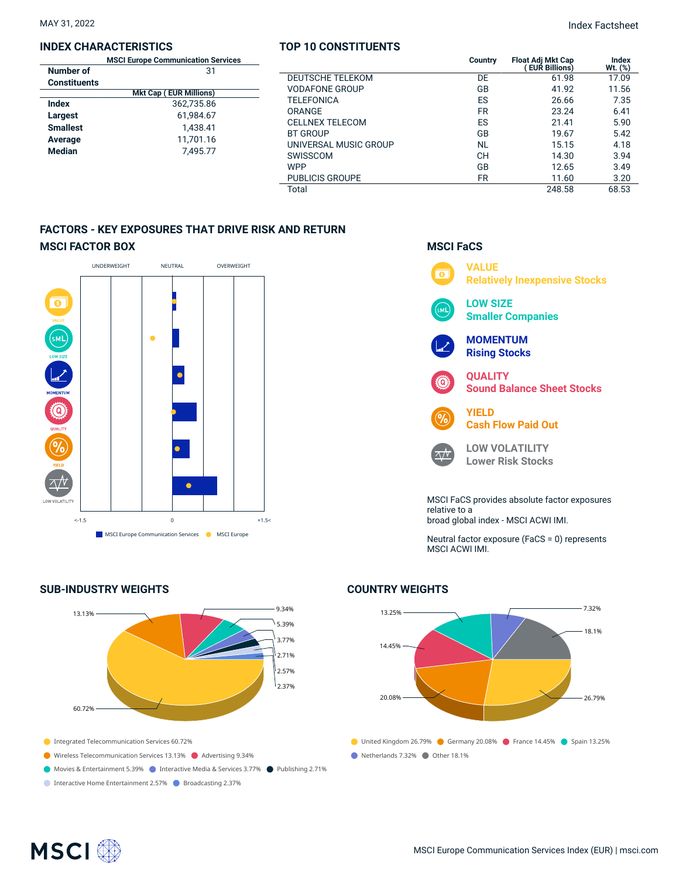MAY 31, 2022

Index Factsheet

## INDEX CHARACTERISTICS

| | MSCI Europe Communication Services |
|---|---|
| **Number of Constituents** | 31 |
| | **Mkt Cap ( EUR Millions)** |
| **Index** | 362,735.86 |
| **Largest** | 61,984.67 |
| **Smallest** | 1,438.41 |
| **Average** | 11,701.16 |
| **Median** | 7,495.77 |

## TOP 10 CONSTITUENTS

| | Country | Float Adj Mkt Cap ( EUR Billions) | Index Wt. (%) |
|---|---|---|---|
| DEUTSCHE TELEKOM | DE | 61.98 | 17.09 |
| VODAFONE GROUP | GB | 41.92 | 11.56 |
| TELEFONICA | ES | 26.66 | 7.35 |
| ORANGE | FR | 23.24 | 6.41 |
| CELLNEX TELECOM | ES | 21.41 | 5.90 |
| BT GROUP | GB | 19.67 | 5.42 |
| UNIVERSAL MUSIC GROUP | NL | 15.15 | 4.18 |
| SWISSCOM | CH | 14.30 | 3.94 |
| WPP | GB | 12.65 | 3.49 |
| PUBLICIS GROUPE | FR | 11.60 | 3.20 |
| Total | | 248.58 | 68.53 |

## FACTORS - KEY EXPOSURES THAT DRIVE RISK AND RETURN

### MSCI FACTOR BOX

UNDERWEIGHT NEUTRAL OVERWEIGHT

VALUE, LOW SIZE, MOMENTUM, QUALITY, YIELD, LOW VOLATILITY

<-1.5 0 +1.5<

MSCI Europe Communication Services • MSCI Europe

### MSCI FaCS

**VALUE** Relatively Inexpensive Stocks

**LOW SIZE** Smaller Companies

**MOMENTUM** Rising Stocks

**QUALITY** Sound Balance Sheet Stocks

**YIELD** Cash Flow Paid Out

**LOW VOLATILITY** Lower Risk Stocks

MSCI FaCS provides absolute factor exposures relative to a broad global index - MSCI ACWI IMI.

Neutral factor exposure (FaCS = 0) represents MSCI ACWI IMI.

## SUB-INDUSTRY WEIGHTS

- Integrated Telecommunication Services 60.72%
- Wireless Telecommunication Services 13.13%
- Advertising 9.34%
- Movies & Entertainment 5.39%
- Interactive Media & Services 3.77%
- Publishing 2.71%
- Interactive Home Entertainment 2.57%
- Broadcasting 2.37%

## COUNTRY WEIGHTS

- United Kingdom 26.79%
- Germany 20.08%
- France 14.45%
- Spain 13.25%
- Netherlands 7.32%
- Other 18.1%

MSCI Europe Communication Services Index (EUR) | msci.com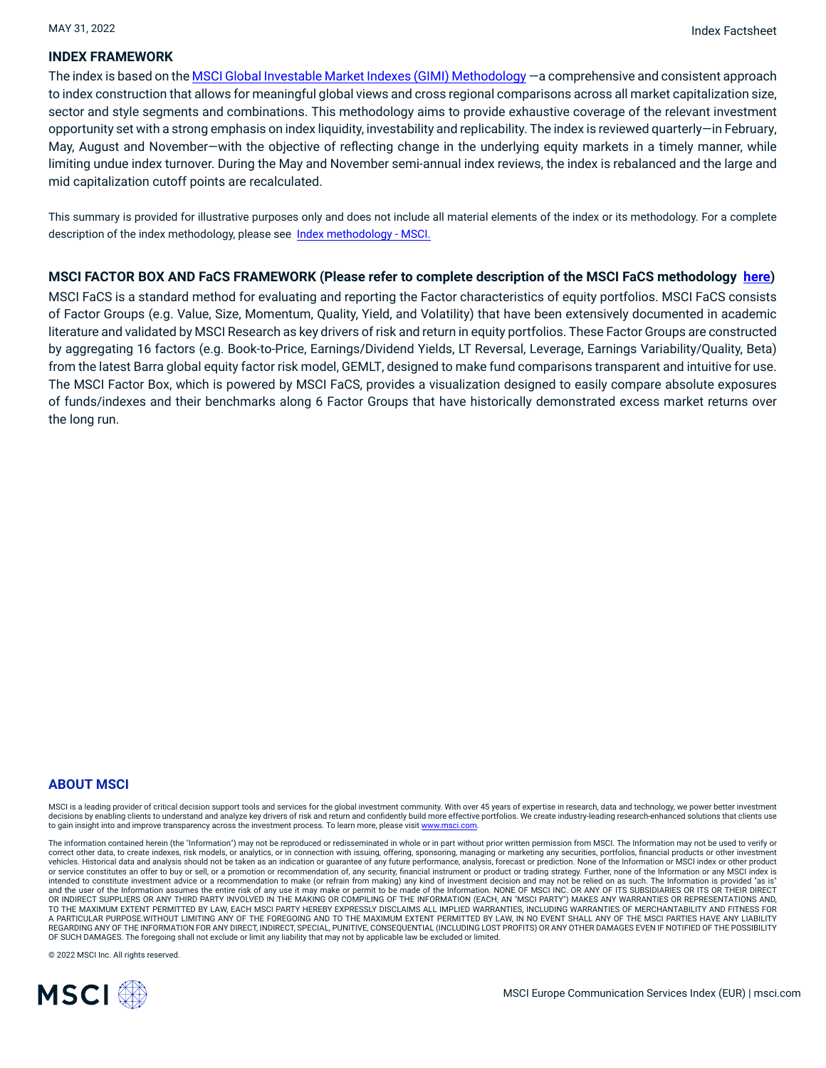## INDEX FRAMEWORK

The index is based on the MSCI Global Investable Market Indexes (GIMI) Methodology —a comprehensive and consistent approach to index construction that allows for meaningful global views and cross regional comparisons across all market capitalization size, sector and style segments and combinations. This methodology aims to provide exhaustive coverage of the relevant investment opportunity set with a strong emphasis on index liquidity, investability and replicability. The index is reviewed quarterly—in February, May, August and November—with the objective of reflecting change in the underlying equity markets in a timely manner, while limiting undue index turnover. During the May and November semi-annual index reviews, the index is rebalanced and the large and mid capitalization cutoff points are recalculated.

This summary is provided for illustrative purposes only and does not include all material elements of the index or its methodology. For a complete description of the index methodology, please see Index methodology - MSCI.

## MSCI FACTOR BOX AND FaCS FRAMEWORK (Please refer to complete description of the MSCI FaCS methodology here)

MSCI FaCS is a standard method for evaluating and reporting the Factor characteristics of equity portfolios. MSCI FaCS consists of Factor Groups (e.g. Value, Size, Momentum, Quality, Yield, and Volatility) that have been extensively documented in academic literature and validated by MSCI Research as key drivers of risk and return in equity portfolios. These Factor Groups are constructed by aggregating 16 factors (e.g. Book-to-Price, Earnings/Dividend Yields, LT Reversal, Leverage, Earnings Variability/Quality, Beta) from the latest Barra global equity factor risk model, GEMLT, designed to make fund comparisons transparent and intuitive for use. The MSCI Factor Box, which is powered by MSCI FaCS, provides a visualization designed to easily compare absolute exposures of funds/indexes and their benchmarks along 6 Factor Groups that have historically demonstrated excess market returns over the long run.

## ABOUT MSCI

MSCI is a leading provider of critical decision support tools and services for the global investment community. With over 45 years of expertise in research, data and technology, we power better investment decisions by enabling clients to understand and analyze key drivers of risk and return and confidently build more effective portfolios. We create industry-leading research-enhanced solutions that clients use to gain insight into and improve transparency across the investment process. To learn more, please visit www.msci.com.

The information contained herein (the "Information") may not be reproduced or redisseminated in whole or in part without prior written permission from MSCI. The Information may not be used to verify or correct other data, to create indexes, risk models, or analytics, or in connection with issuing, offering, sponsoring, managing or marketing any securities, portfolios, financial products or other investment vehicles. Historical data and analysis should not be taken as an indication or guarantee of any future performance, analysis, forecast or prediction. None of the Information or MSCI index or other product or service constitutes an offer to buy or sell, or a promotion or recommendation of, any security, financial instrument or product or trading strategy. Further, none of the Information or any MSCI index is intended to constitute investment advice or a recommendation to make (or refrain from making) any kind of investment decision and may not be relied on as such. The Information is provided "as is" and the user of the Information assumes the entire risk of any use it may make or permit to be made of the Information. NONE OF MSCI INC. OR ANY OF ITS SUBSIDIARIES OR ITS OR THEIR DIRECT OR INDIRECT SUPPLIERS OR ANY THIRD PARTY INVOLVED IN THE MAKING OR COMPILING OF THE INFORMATION (EACH, AN "MSCI PARTY") MAKES ANY WARRANTIES OR REPRESENTATIONS AND, TO THE MAXIMUM EXTENT PERMITTED BY LAW, EACH MSCI PARTY HEREBY EXPRESSLY DISCLAIMS ALL IMPLIED WARRANTIES, INCLUDING WARRANTIES OF MERCHANTABILITY AND FITNESS FOR A PARTICULAR PURPOSE.WITHOUT LIMITING ANY OF THE FOREGOING AND TO THE MAXIMUM EXTENT PERMITTED BY LAW, IN NO EVENT SHALL ANY OF THE MSCI PARTIES HAVE ANY LIABILITY REGARDING ANY OF THE INFORMATION FOR ANY DIRECT, INDIRECT, SPECIAL, PUNITIVE, CONSEQUENTIAL (INCLUDING LOST PROFITS) OR ANY OTHER DAMAGES EVEN IF NOTIFIED OF THE POSSIBILITY OF SUCH DAMAGES. The foregoing shall not exclude or limit any liability that may not by applicable law be excluded or limited.

© 2022 MSCI Inc. All rights reserved.